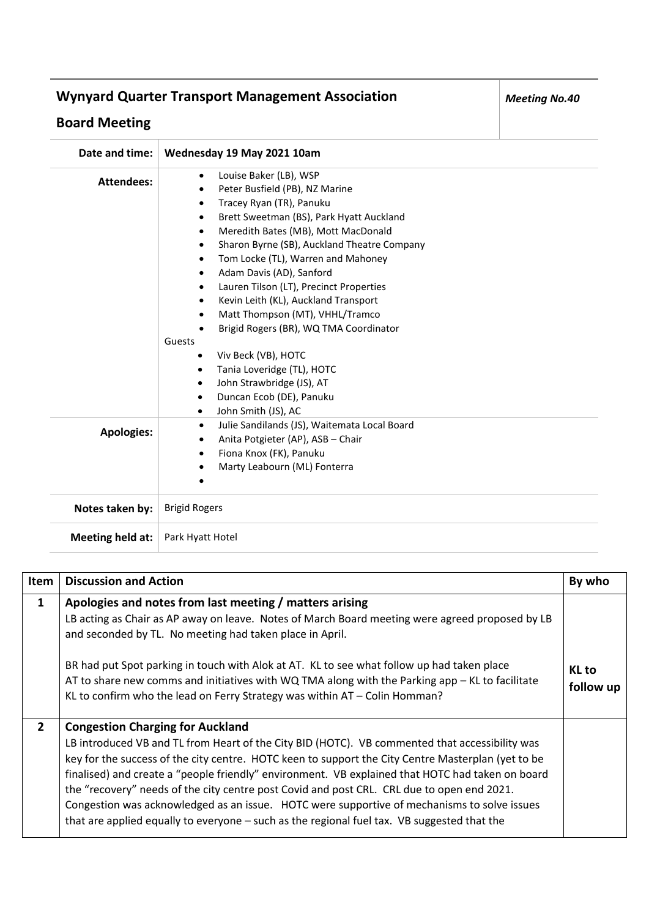# Wynyard Quarter Transport Management Association

## Board Meeting

*Meeting No.40*

| | |
|---|---|
| **Date and time:** | **Wednesday 19 May 2021 10am** |
| **Attendees:** | • Louise Baker (LB), WSP<br>• Peter Busfield (PB), NZ Marine<br>• Tracey Ryan (TR), Panuku<br>• Brett Sweetman (BS), Park Hyatt Auckland<br>• Meredith Bates (MB), Mott MacDonald<br>• Sharon Byrne (SB), Auckland Theatre Company<br>• Tom Locke (TL), Warren and Mahoney<br>• Adam Davis (AD), Sanford<br>• Lauren Tilson (LT), Precinct Properties<br>• Kevin Leith (KL), Auckland Transport<br>• Matt Thompson (MT), VHHL/Tramco<br>• Brigid Rogers (BR), WQ TMA Coordinator<br>Guests<br>• Viv Beck (VB), HOTC<br>• Tania Loveridge (TL), HOTC<br>• John Strawbridge (JS), AT<br>• Duncan Ecob (DE), Panuku<br>• John Smith (JS), AC |
| **Apologies:** | • Julie Sandilands (JS), Waitemata Local Board<br>• Anita Potgieter (AP), ASB – Chair<br>• Fiona Knox (FK), Panuku<br>• Marty Leabourn (ML) Fonterra<br>• |
| **Notes taken by:** | Brigid Rogers |
| **Meeting held at:** | Park Hyatt Hotel |

| Item | Discussion and Action | By who |
|---|---|---|
| **1** | **Apologies and notes from last meeting / matters arising**<br>LB acting as Chair as AP away on leave. Notes of March Board meeting were agreed proposed by LB and seconded by TL. No meeting had taken place in April.<br><br>BR had put Spot parking in touch with Alok at AT. KL to see what follow up had taken place<br>AT to share new comms and initiatives with WQ TMA along with the Parking app – KL to facilitate<br>KL to confirm who the lead on Ferry Strategy was within AT – Colin Homman? | **KL to follow up** |
| **2** | **Congestion Charging for Auckland**<br>LB introduced VB and TL from Heart of the City BID (HOTC). VB commented that accessibility was key for the success of the city centre. HOTC keen to support the City Centre Masterplan (yet to be finalised) and create a "people friendly" environment. VB explained that HOTC had taken on board the "recovery" needs of the city centre post Covid and post CRL. CRL due to open end 2021. Congestion was acknowledged as an issue. HOTC were supportive of mechanisms to solve issues that are applied equally to everyone – such as the regional fuel tax. VB suggested that the | |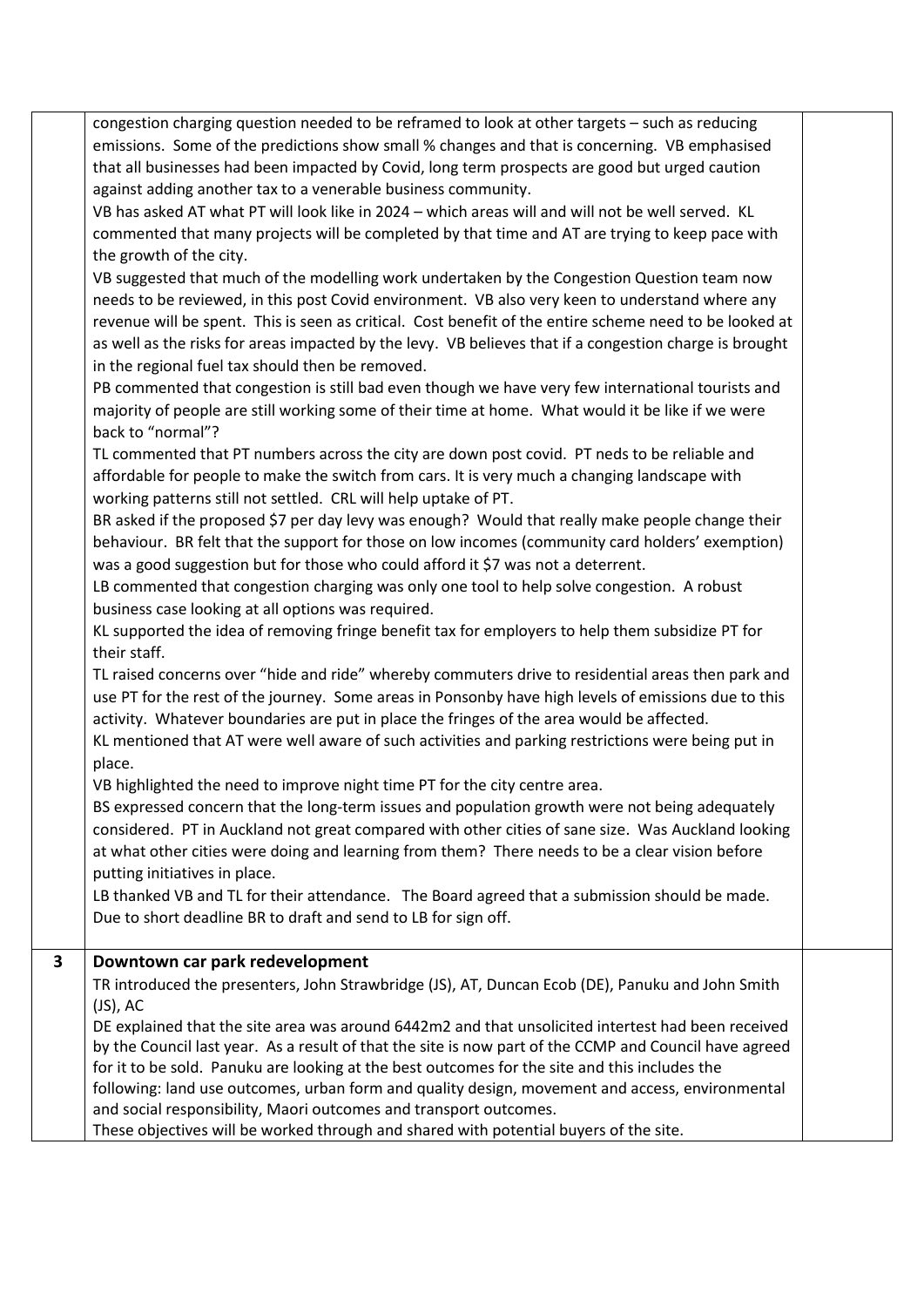|   |   |   |
|---|---|---|
|   | congestion charging question needed to be reframed to look at other targets – such as reducing emissions. Some of the predictions show small % changes and that is concerning. VB emphasised that all businesses had been impacted by Covid, long term prospects are good but urged caution against adding another tax to a venerable business community.<br>VB has asked AT what PT will look like in 2024 – which areas will and will not be well served. KL commented that many projects will be completed by that time and AT are trying to keep pace with the growth of the city.<br>VB suggested that much of the modelling work undertaken by the Congestion Question team now needs to be reviewed, in this post Covid environment. VB also very keen to understand where any revenue will be spent. This is seen as critical. Cost benefit of the entire scheme need to be looked at as well as the risks for areas impacted by the levy. VB believes that if a congestion charge is brought in the regional fuel tax should then be removed.<br>PB commented that congestion is still bad even though we have very few international tourists and majority of people are still working some of their time at home. What would it be like if we were back to "normal"?<br>TL commented that PT numbers across the city are down post covid. PT neds to be reliable and affordable for people to make the switch from cars. It is very much a changing landscape with working patterns still not settled. CRL will help uptake of PT.<br>BR asked if the proposed $7 per day levy was enough? Would that really make people change their behaviour. BR felt that the support for those on low incomes (community card holders' exemption) was a good suggestion but for those who could afford it $7 was not a deterrent.<br>LB commented that congestion charging was only one tool to help solve congestion. A robust business case looking at all options was required.<br>KL supported the idea of removing fringe benefit tax for employers to help them subsidize PT for their staff.<br>TL raised concerns over "hide and ride" whereby commuters drive to residential areas then park and use PT for the rest of the journey. Some areas in Ponsonby have high levels of emissions due to this activity. Whatever boundaries are put in place the fringes of the area would be affected.<br>KL mentioned that AT were well aware of such activities and parking restrictions were being put in place.<br>VB highlighted the need to improve night time PT for the city centre area.<br>BS expressed concern that the long-term issues and population growth were not being adequately considered. PT in Auckland not great compared with other cities of sane size. Was Auckland looking at what other cities were doing and learning from them? There needs to be a clear vision before putting initiatives in place.<br>LB thanked VB and TL for their attendance. The Board agreed that a submission should be made. Due to short deadline BR to draft and send to LB for sign off. |   |
| **3** | **Downtown car park redevelopment**<br>TR introduced the presenters, John Strawbridge (JS), AT, Duncan Ecob (DE), Panuku and John Smith (JS), AC<br>DE explained that the site area was around 6442m2 and that unsolicited intertest had been received by the Council last year. As a result of that the site is now part of the CCMP and Council have agreed for it to be sold. Panuku are looking at the best outcomes for the site and this includes the following: land use outcomes, urban form and quality design, movement and access, environmental and social responsibility, Maori outcomes and transport outcomes.<br>These objectives will be worked through and shared with potential buyers of the site. |   |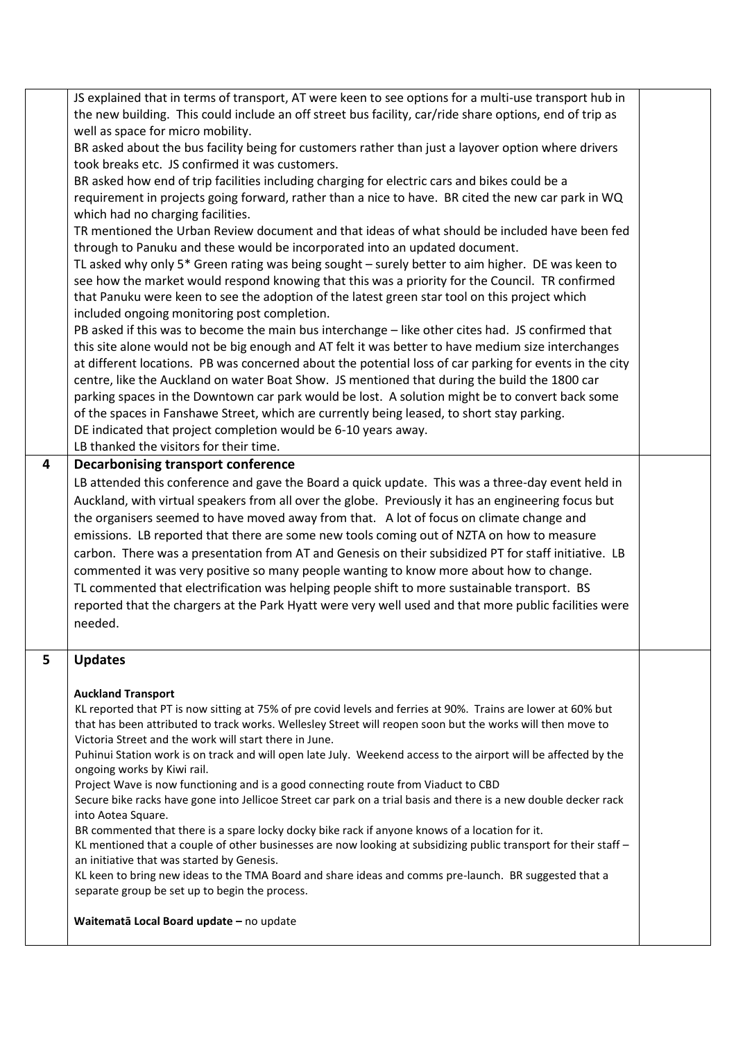| | | |
|---|---|---|
| | JS explained that in terms of transport, AT were keen to see options for a multi-use transport hub in the new building. This could include an off street bus facility, car/ride share options, end of trip as well as space for micro mobility.<br>BR asked about the bus facility being for customers rather than just a layover option where drivers took breaks etc. JS confirmed it was customers.<br>BR asked how end of trip facilities including charging for electric cars and bikes could be a requirement in projects going forward, rather than a nice to have. BR cited the new car park in WQ which had no charging facilities.<br>TR mentioned the Urban Review document and that ideas of what should be included have been fed through to Panuku and these would be incorporated into an updated document.<br>TL asked why only 5* Green rating was being sought – surely better to aim higher. DE was keen to see how the market would respond knowing that this was a priority for the Council. TR confirmed that Panuku were keen to see the adoption of the latest green star tool on this project which included ongoing monitoring post completion.<br>PB asked if this was to become the main bus interchange – like other cites had. JS confirmed that this site alone would not be big enough and AT felt it was better to have medium size interchanges at different locations. PB was concerned about the potential loss of car parking for events in the city centre, like the Auckland on water Boat Show. JS mentioned that during the build the 1800 car parking spaces in the Downtown car park would be lost. A solution might be to convert back some of the spaces in Fanshawe Street, which are currently being leased, to short stay parking.<br>DE indicated that project completion would be 6-10 years away.<br>LB thanked the visitors for their time. | |
| **4** | **Decarbonising transport conference**<br>LB attended this conference and gave the Board a quick update. This was a three-day event held in Auckland, with virtual speakers from all over the globe. Previously it has an engineering focus but the organisers seemed to have moved away from that. A lot of focus on climate change and emissions. LB reported that there are some new tools coming out of NZTA on how to measure carbon. There was a presentation from AT and Genesis on their subsidized PT for staff initiative. LB commented it was very positive so many people wanting to know more about how to change.<br>TL commented that electrification was helping people shift to more sustainable transport. BS reported that the chargers at the Park Hyatt were very well used and that more public facilities were needed. | |
| **5** | **Updates**<br><br>**Auckland Transport**<br>KL reported that PT is now sitting at 75% of pre covid levels and ferries at 90%. Trains are lower at 60% but that has been attributed to track works. Wellesley Street will reopen soon but the works will then move to Victoria Street and the work will start there in June.<br>Puhinui Station work is on track and will open late July. Weekend access to the airport will be affected by the ongoing works by Kiwi rail.<br>Project Wave is now functioning and is a good connecting route from Viaduct to CBD<br>Secure bike racks have gone into Jellicoe Street car park on a trial basis and there is a new double decker rack into Aotea Square.<br>BR commented that there is a spare locky docky bike rack if anyone knows of a location for it.<br>KL mentioned that a couple of other businesses are now looking at subsidizing public transport for their staff – an initiative that was started by Genesis.<br>KL keen to bring new ideas to the TMA Board and share ideas and comms pre-launch. BR suggested that a separate group be set up to begin the process.<br><br>**Waitematā Local Board update –** no update | |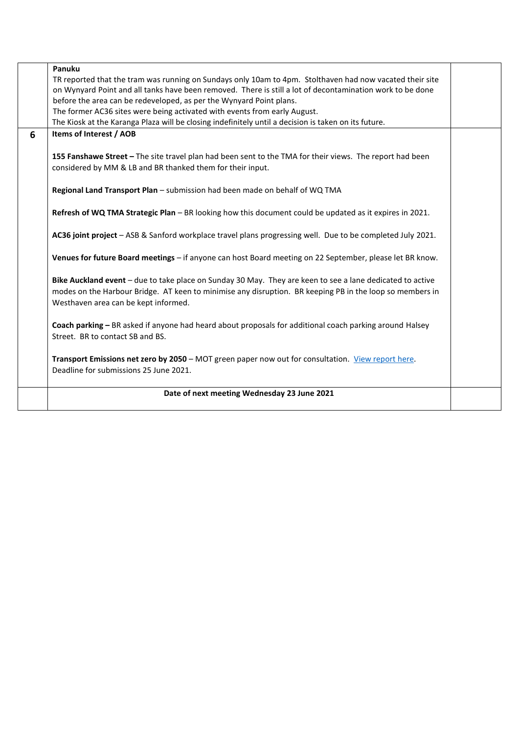| | | |
|---|---|---|
| | **Panuku**<br>TR reported that the tram was running on Sundays only 10am to 4pm. Stolthaven had now vacated their site on Wynyard Point and all tanks have been removed. There is still a lot of decontamination work to be done before the area can be redeveloped, as per the Wynyard Point plans.<br>The former AC36 sites were being activated with events from early August.<br>The Kiosk at the Karanga Plaza will be closing indefinitely until a decision is taken on its future. | |
| **6** | **Items of Interest / AOB**<br><br>**155 Fanshawe Street –** The site travel plan had been sent to the TMA for their views. The report had been considered by MM & LB and BR thanked them for their input.<br><br>**Regional Land Transport Plan** – submission had been made on behalf of WQ TMA<br><br>**Refresh of WQ TMA Strategic Plan** – BR looking how this document could be updated as it expires in 2021.<br><br>**AC36 joint project** – ASB & Sanford workplace travel plans progressing well. Due to be completed July 2021.<br><br>**Venues for future Board meetings** – if anyone can host Board meeting on 22 September, please let BR know.<br><br>**Bike Auckland event** – due to take place on Sunday 30 May. They are keen to see a lane dedicated to active modes on the Harbour Bridge. AT keen to minimise any disruption. BR keeping PB in the loop so members in Westhaven area can be kept informed.<br><br>**Coach parking –** BR asked if anyone had heard about proposals for additional coach parking around Halsey Street. BR to contact SB and BS.<br><br>**Transport Emissions net zero by 2050** – MOT green paper now out for consultation. View report here.<br>Deadline for submissions 25 June 2021. | |
| | **Date of next meeting Wednesday 23 June 2021** | |